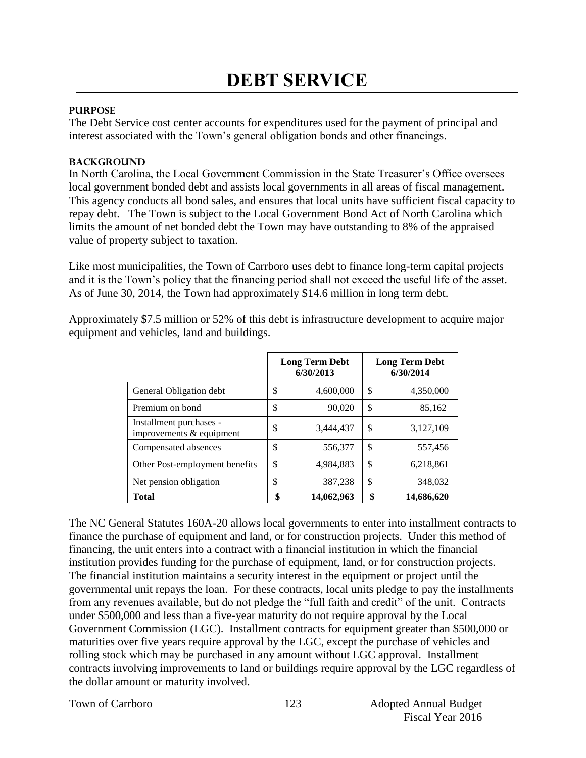# DEBT SERVICE

### PURPOSE

The Debt Service cost center accounts for expenditures used for the payment of principal and interest associated with the Town's general obligation bonds and other financings.

### BACKGROUND

In North Carolina, the Local Government Commission in the State Treasurer's Office oversees local government bonded debt and assists local governments in all areas of fiscal management. This agency conducts all bond sales, and ensures that local units have sufficient fiscal capacity to repay debt. The Town is subject to the Local Government Bond Act of North Carolina which limits the amount of net bonded debt the Town may have outstanding to 8% of the appraised value of property subject to taxation.

Like most municipalities, the Town of Carrboro uses debt to finance long-term capital projects and it is the Town's policy that the financing period shall not exceed the useful life of the asset. As of June 30, 2014, the Town had approximately $14.6 million in long term debt.

Approximately $7.5 million or 52% of this debt is infrastructure development to acquire major equipment and vehicles, land and buildings.

| | Long Term Debt 6/30/2013 | Long Term Debt 6/30/2014 |
|---|---|---|
| General Obligation debt | $ 4,600,000 | $ 4,350,000 |
| Premium on bond | $ 90,020 | $ 85,162 |
| Installment purchases - improvements & equipment | $ 3,444,437 | $ 3,127,109 |
| Compensated absences | $ 556,377 | $ 557,456 |
| Other Post-employment benefits | $ 4,984,883 | $ 6,218,861 |
| Net pension obligation | $ 387,238 | $ 348,032 |
| **Total** | **$ 14,062,963** | **$ 14,686,620** |

The NC General Statutes 160A-20 allows local governments to enter into installment contracts to finance the purchase of equipment and land, or for construction projects. Under this method of financing, the unit enters into a contract with a financial institution in which the financial institution provides funding for the purchase of equipment, land, or for construction projects. The financial institution maintains a security interest in the equipment or project until the governmental unit repays the loan. For these contracts, local units pledge to pay the installments from any revenues available, but do not pledge the "full faith and credit" of the unit. Contracts under $500,000 and less than a five-year maturity do not require approval by the Local Government Commission (LGC). Installment contracts for equipment greater than $500,000 or maturities over five years require approval by the LGC, except the purchase of vehicles and rolling stock which may be purchased in any amount without LGC approval. Installment contracts involving improvements to land or buildings require approval by the LGC regardless of the dollar amount or maturity involved.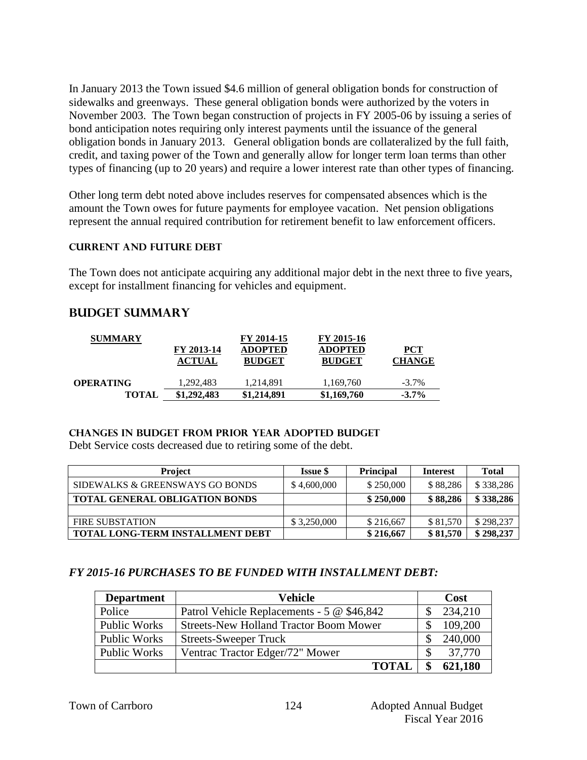In January 2013 the Town issued $4.6 million of general obligation bonds for construction of sidewalks and greenways. These general obligation bonds were authorized by the voters in November 2003. The Town began construction of projects in FY 2005-06 by issuing a series of bond anticipation notes requiring only interest payments until the issuance of the general obligation bonds in January 2013. General obligation bonds are collateralized by the full faith, credit, and taxing power of the Town and generally allow for longer term loan terms than other types of financing (up to 20 years) and require a lower interest rate than other types of financing.

Other long term debt noted above includes reserves for compensated absences which is the amount the Town owes for future payments for employee vacation. Net pension obligations represent the annual required contribution for retirement benefit to law enforcement officers.

### CURRENT AND FUTURE DEBT

The Town does not anticipate acquiring any additional major debt in the next three to five years, except for installment financing for vehicles and equipment.

## BUDGET SUMMARY

| SUMMARY | FY 2013-14 ACTUAL | FY 2014-15 ADOPTED BUDGET | FY 2015-16 ADOPTED BUDGET | PCT CHANGE |
|---|---|---|---|---|
| **OPERATING** | 1,292,483 | 1,214,891 | 1,169,760 | -3.7% |
| **TOTAL** | **$1,292,483** | **$1,214,891** | **$1,169,760** | **-3.7%** |

### CHANGES IN BUDGET FROM PRIOR YEAR ADOPTED BUDGET

Debt Service costs decreased due to retiring some of the debt.

| Project | Issue $ | Principal | Interest | Total |
|---|---|---|---|---|
| SIDEWALKS & GREENSWAYS GO BONDS | $ 4,600,000 | $ 250,000 | $ 88,286 | $ 338,286 |
| **TOTAL GENERAL OBLIGATION BONDS** | | **$ 250,000** | **$ 88,286** | **$ 338,286** |
| | | | | |
| FIRE SUBSTATION | $ 3,250,000 | $ 216,667 | $ 81,570 | $ 298,237 |
| **TOTAL LONG-TERM INSTALLMENT DEBT** | | **$ 216,667** | **$ 81,570** | **$ 298,237** |

### *FY 2015-16 PURCHASES TO BE FUNDED WITH INSTALLMENT DEBT:*

| Department | Vehicle | Cost |
|---|---|---|
| Police | Patrol Vehicle Replacements - 5 @ $46,842 | $ 234,210 |
| Public Works | Streets-New Holland Tractor Boom Mower | $ 109,200 |
| Public Works | Streets-Sweeper Truck | $ 240,000 |
| Public Works | Ventrac Tractor Edger/72" Mower | $ 37,770 |
| | **TOTAL** | **$ 621,180** |